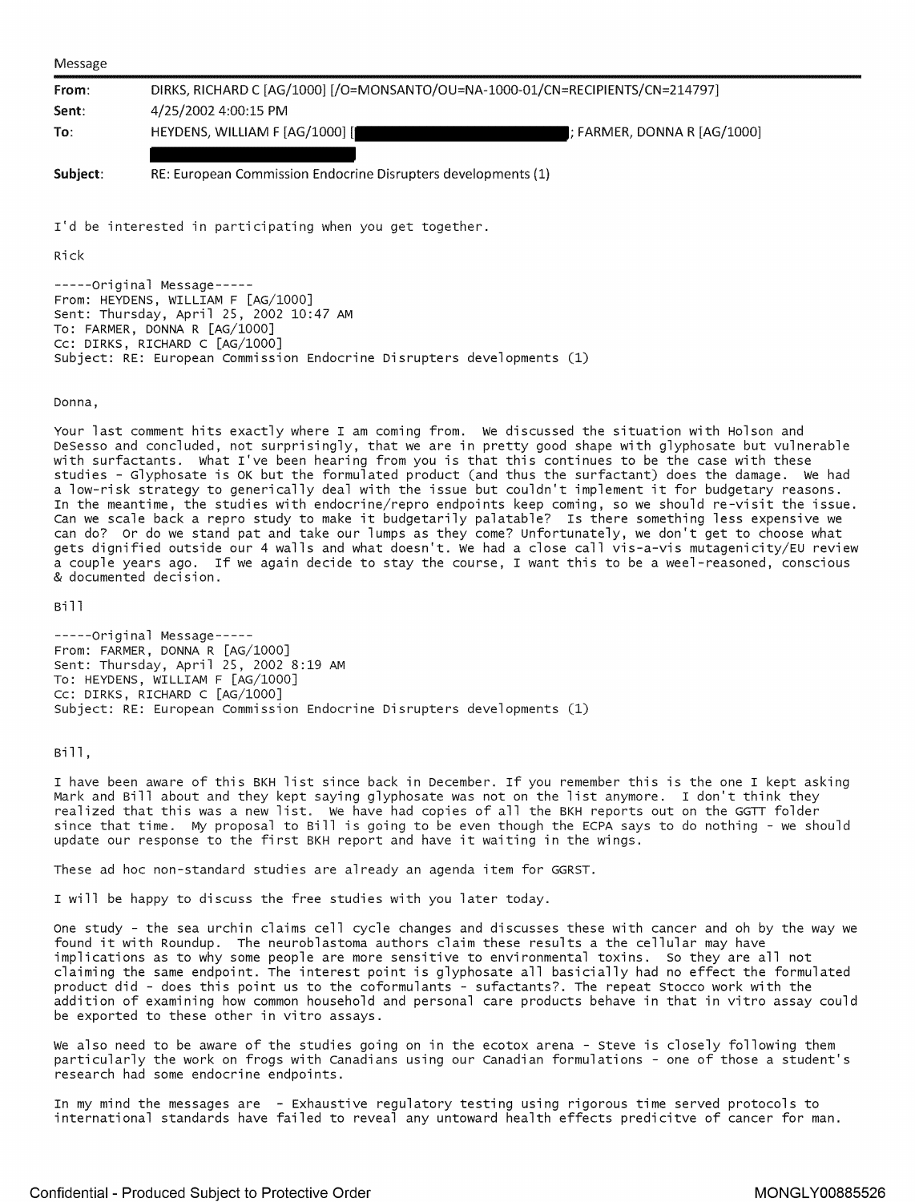Message

| | |
|---|---|
| **From**: | DIRKS, RICHARD C [AG/1000] [/O=MONSANTO/OU=NA-1000-01/CN=RECIPIENTS/CN=214797] |
| **Sent**: | 4/25/2002 4:00:15 PM |
| **To**: | HEYDENS, WILLIAM F [AG/1000] [ ]; FARMER, DONNA R [AG/1000] |
| **Subject**: | RE: European Commission Endocrine Disrupters developments (1) |

I'd be interested in participating when you get together.

Rick

-----Original Message-----
From: HEYDENS, WILLIAM F [AG/1000]
Sent: Thursday, April 25, 2002 10:47 AM
To: FARMER, DONNA R [AG/1000]
Cc: DIRKS, RICHARD C [AG/1000]
Subject: RE: European Commission Endocrine Disrupters developments (1)

Donna,

Your last comment hits exactly where I am coming from. We discussed the situation with Holson and DeSesso and concluded, not surprisingly, that we are in pretty good shape with glyphosate but vulnerable with surfactants. What I've been hearing from you is that this continues to be the case with these studies - Glyphosate is OK but the formulated product (and thus the surfactant) does the damage. We had a low-risk strategy to generically deal with the issue but couldn't implement it for budgetary reasons. In the meantime, the studies with endocrine/repro endpoints keep coming, so we should re-visit the issue. Can we scale back a repro study to make it budgetarily palatable? Is there something less expensive we can do? Or do we stand pat and take our lumps as they come? Unfortunately, we don't get to choose what gets dignified outside our 4 walls and what doesn't. We had a close call vis-a-vis mutagenicity/EU review a couple years ago. If we again decide to stay the course, I want this to be a weel-reasoned, conscious & documented decision.

Bill

-----Original Message-----
From: FARMER, DONNA R [AG/1000]
Sent: Thursday, April 25, 2002 8:19 AM
To: HEYDENS, WILLIAM F [AG/1000]
Cc: DIRKS, RICHARD C [AG/1000]
Subject: RE: European Commission Endocrine Disrupters developments (1)

Bill,

I have been aware of this BKH list since back in December. If you remember this is the one I kept asking Mark and Bill about and they kept saying glyphosate was not on the list anymore. I don't think they realized that this was a new list. We have had copies of all the BKH reports out on the GGTT folder since that time. My proposal to Bill is going to be even though the ECPA says to do nothing - we should update our response to the first BKH report and have it waiting in the wings.

These ad hoc non-standard studies are already an agenda item for GGRST.

I will be happy to discuss the free studies with you later today.

One study - the sea urchin claims cell cycle changes and discusses these with cancer and oh by the way we found it with Roundup. The neuroblastoma authors claim these results a the cellular may have implications as to why some people are more sensitive to environmental toxins. So they are all not claiming the same endpoint. The interest point is glyphosate all basicially had no effect the formulated product did - does this point us to the coformulants - sufactants?. The repeat Stocco work with the addition of examining how common household and personal care products behave in that in vitro assay could be exported to these other in vitro assays.

We also need to be aware of the studies going on in the ecotox arena - Steve is closely following them particularly the work on frogs with Canadians using our Canadian formulations - one of those a student's research had some endocrine endpoints.

In my mind the messages are - Exhaustive regulatory testing using rigorous time served protocols to international standards have failed to reveal any untoward health effects predicitve of cancer for man.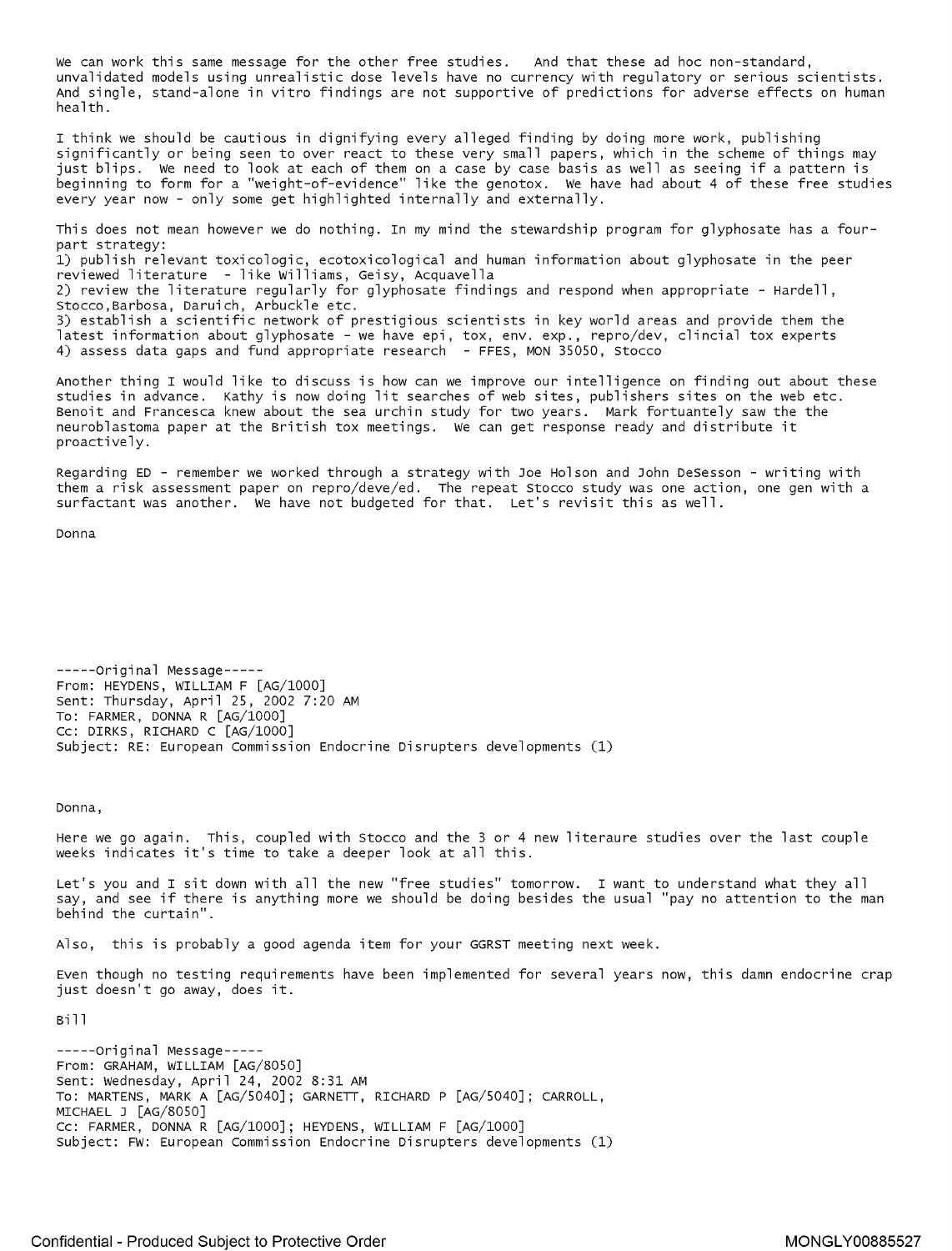We can work this same message for the other free studies. And that these ad hoc non-standard, unvalidated models using unrealistic dose levels have no currency with regulatory or serious scientists. And single, stand-alone in vitro findings are not supportive of predictions for adverse effects on human health.

I think we should be cautious in dignifying every alleged finding by doing more work, publishing significantly or being seen to over react to these very small papers, which in the scheme of things may just blips. We need to look at each of them on a case by case basis as well as seeing if a pattern is beginning to form for a "weight-of-evidence" like the genotox. We have had about 4 of these free studies every year now - only some get highlighted internally and externally.

This does not mean however we do nothing. In my mind the stewardship program for glyphosate has a four-part strategy:
1) publish relevant toxicologic, ecotoxicological and human information about glyphosate in the peer reviewed literature - like Williams, Geisy, Acquavella
2) review the literature regularly for glyphosate findings and respond when appropriate - Hardell, Stocco,Barbosa, Daruich, Arbuckle etc.
3) establish a scientific network of prestigious scientists in key world areas and provide them the latest information about glyphosate - we have epi, tox, env. exp., repro/dev, clincial tox experts
4) assess data gaps and fund appropriate research - FFES, MON 35050, Stocco

Another thing I would like to discuss is how can we improve our intelligence on finding out about these studies in advance. Kathy is now doing lit searches of web sites, publishers sites on the web etc. Benoit and Francesca knew about the sea urchin study for two years. Mark fortuantely saw the the neuroblastoma paper at the British tox meetings. We can get response ready and distribute it proactively.

Regarding ED - remember we worked through a strategy with Joe Holson and John DeSesson - writing with them a risk assessment paper on repro/deve/ed. The repeat Stocco study was one action, one gen with a surfactant was another. We have not budgeted for that. Let's revisit this as well.

Donna

-----Original Message-----
From: HEYDENS, WILLIAM F [AG/1000]
Sent: Thursday, April 25, 2002 7:20 AM
To: FARMER, DONNA R [AG/1000]
Cc: DIRKS, RICHARD C [AG/1000]
Subject: RE: European Commission Endocrine Disrupters developments (1)

Donna,

Here we go again. This, coupled with Stocco and the 3 or 4 new literaure studies over the last couple weeks indicates it's time to take a deeper look at all this.

Let's you and I sit down with all the new "free studies" tomorrow. I want to understand what they all say, and see if there is anything more we should be doing besides the usual "pay no attention to the man behind the curtain".

Also, this is probably a good agenda item for your GGRST meeting next week.

Even though no testing requirements have been implemented for several years now, this damn endocrine crap just doesn't go away, does it.

Bill

-----Original Message-----
From: GRAHAM, WILLIAM [AG/8050]
Sent: Wednesday, April 24, 2002 8:31 AM
To: MARTENS, MARK A [AG/5040]; GARNETT, RICHARD P [AG/5040]; CARROLL, MICHAEL J [AG/8050]
Cc: FARMER, DONNA R [AG/1000]; HEYDENS, WILLIAM F [AG/1000]
Subject: FW: European Commission Endocrine Disrupters developments (1)

Confidential - Produced Subject to Protective Order MONGLY00885527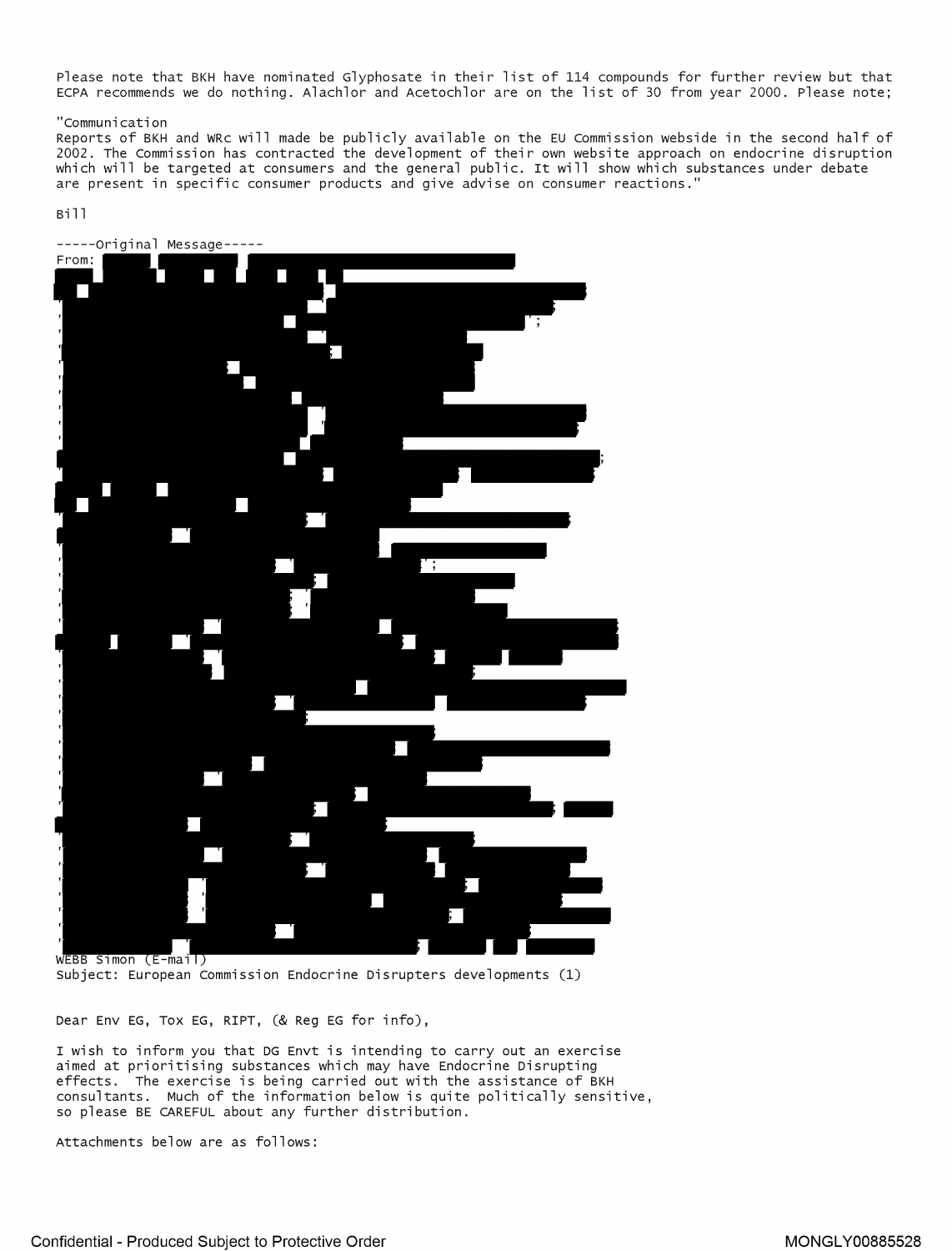Please note that BKH have nominated Glyphosate in their list of 114 compounds for further review but that ECPA recommends we do nothing. Alachlor and Acetochlor are on the list of 30 from year 2000. Please note;

"Communication
Reports of BKH and WRc will made be publicly available on the EU Commission webside in the second half of 2002. The Commission has contracted the development of their own website approach on endocrine disruption which will be targeted at consumers and the general public. It will show which substances under debate are present in specific consumer products and give advise on consumer reactions."

Bill

-----Original Message-----
From: [redacted]

[redacted]

WEBB Simon (E-mail)
Subject: European Commission Endocrine Disrupters developments (1)

Dear Env EG, Tox EG, RIPT, (& Reg EG for info),

I wish to inform you that DG Envt is intending to carry out an exercise aimed at prioritising substances which may have Endocrine Disrupting effects. The exercise is being carried out with the assistance of BKH consultants. Much of the information below is quite politically sensitive, so please BE CAREFUL about any further distribution.

Attachments below are as follows: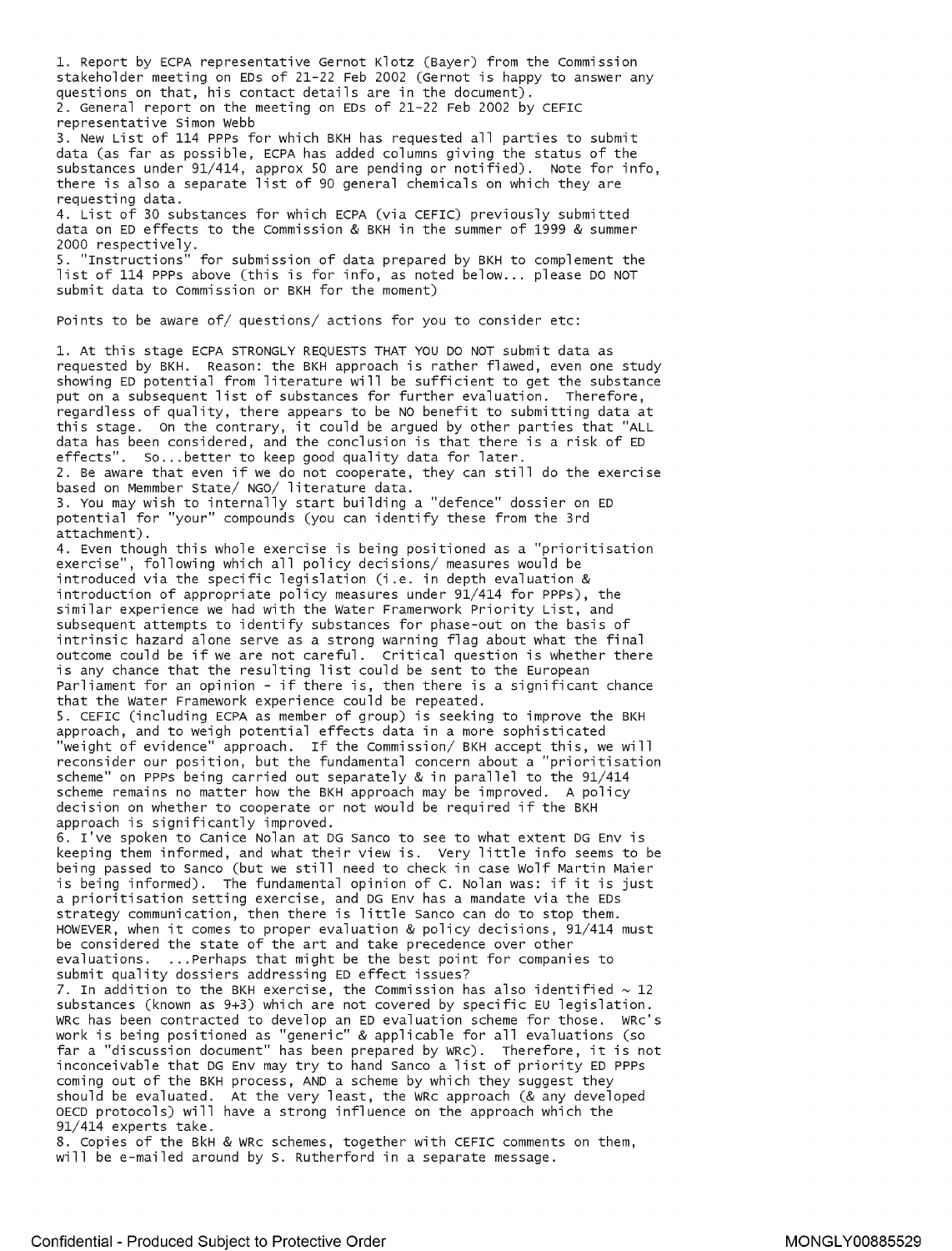1. Report by ECPA representative Gernot Klotz (Bayer) from the Commission stakeholder meeting on EDs of 21-22 Feb 2002 (Gernot is happy to answer any questions on that, his contact details are in the document).
2. General report on the meeting on EDs of 21-22 Feb 2002 by CEFIC representative Simon Webb
3. New List of 114 PPPs for which BKH has requested all parties to submit data (as far as possible, ECPA has added columns giving the status of the substances under 91/414, approx 50 are pending or notified). Note for info, there is also a separate list of 90 general chemicals on which they are requesting data.
4. List of 30 substances for which ECPA (via CEFIC) previously submitted data on ED effects to the Commission & BKH in the summer of 1999 & summer 2000 respectively.
5. "Instructions" for submission of data prepared by BKH to complement the list of 114 PPPs above (this is for info, as noted below... please DO NOT submit data to Commission or BKH for the moment)

Points to be aware of/ questions/ actions for you to consider etc:

1. At this stage ECPA STRONGLY REQUESTS THAT YOU DO NOT submit data as requested by BKH. Reason: the BKH approach is rather flawed, even one study showing ED potential from literature will be sufficient to get the substance put on a subsequent list of substances for further evaluation. Therefore, regardless of quality, there appears to be NO benefit to submitting data at this stage. On the contrary, it could be argued by other parties that "ALL data has been considered, and the conclusion is that there is a risk of ED effects". So...better to keep good quality data for later.
2. Be aware that even if we do not cooperate, they can still do the exercise based on Memmber State/ NGO/ literature data.
3. You may wish to internally start building a "defence" dossier on ED potential for "your" compounds (you can identify these from the 3rd attachment).
4. Even though this whole exercise is being positioned as a "prioritisation exercise", following which all policy decisions/ measures would be introduced via the specific legislation (i.e. in depth evaluation & introduction of appropriate policy measures under 91/414 for PPPs), the similar experience we had with the Water Framerwork Priority List, and subsequent attempts to identify substances for phase-out on the basis of intrinsic hazard alone serve as a strong warning flag about what the final outcome could be if we are not careful. Critical question is whether there is any chance that the resulting list could be sent to the European Parliament for an opinion - if there is, then there is a significant chance that the Water Framework experience could be repeated.
5. CEFIC (including ECPA as member of group) is seeking to improve the BKH approach, and to weigh potential effects data in a more sophisticated "weight of evidence" approach. If the Commission/ BKH accept this, we will reconsider our position, but the fundamental concern about a "prioritisation scheme" on PPPs being carried out separately & in parallel to the 91/414 scheme remains no matter how the BKH approach may be improved. A policy decision on whether to cooperate or not would be required if the BKH approach is significantly improved.
6. I've spoken to Canice Nolan at DG Sanco to see to what extent DG Env is keeping them informed, and what their view is. Very little info seems to be being passed to Sanco (but we still need to check in case Wolf Martin Maier is being informed). The fundamental opinion of C. Nolan was: if it is just a prioritisation setting exercise, and DG Env has a mandate via the EDs strategy communication, then there is little Sanco can do to stop them. HOWEVER, when it comes to proper evaluation & policy decisions, 91/414 must be considered the state of the art and take precedence over other evaluations. ...Perhaps that might be the best point for companies to submit quality dossiers addressing ED effect issues?
7. In addition to the BKH exercise, the Commission has also identified ~ 12 substances (known as 9+3) which are not covered by specific EU legislation. WRc has been contracted to develop an ED evaluation scheme for those. WRc's work is being positioned as "generic" & applicable for all evaluations (so far a "discussion document" has been prepared by WRc). Therefore, it is not inconceivable that DG Env may try to hand Sanco a list of priority ED PPPs coming out of the BKH process, AND a scheme by which they suggest they should be evaluated. At the very least, the WRc approach (& any developed OECD protocols) will have a strong influence on the approach which the 91/414 experts take.
8. Copies of the BkH & WRc schemes, together with CEFIC comments on them, will be e-mailed around by S. Rutherford in a separate message.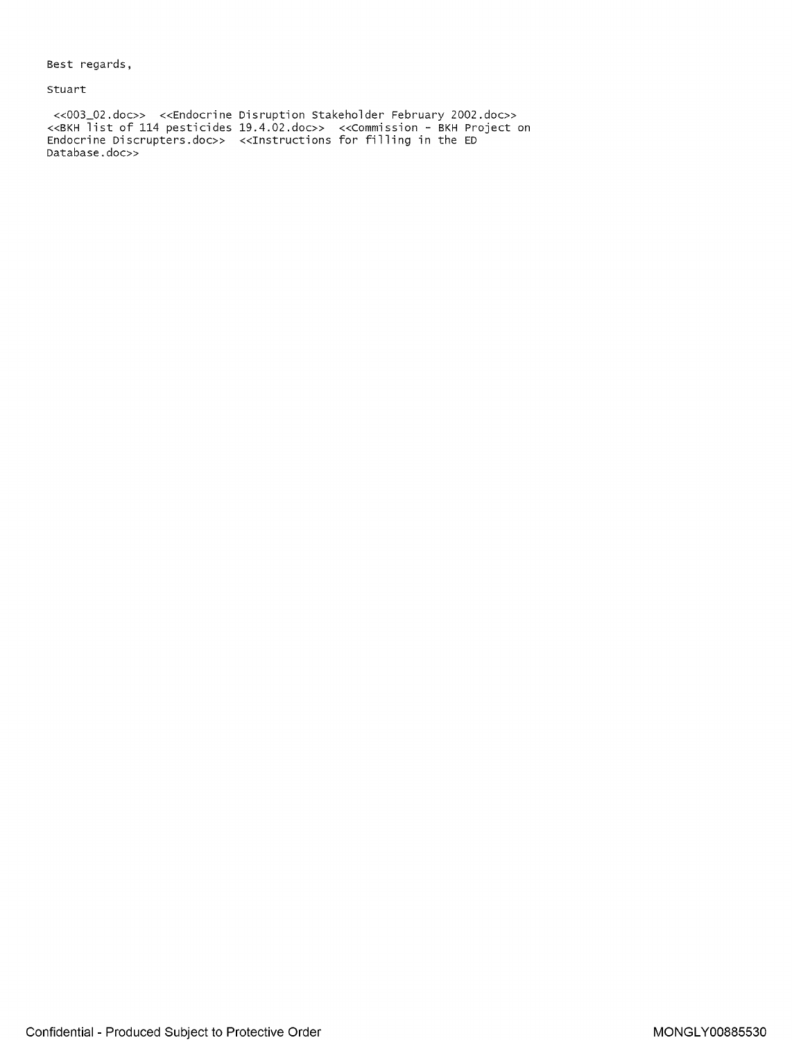Best regards,

Stuart

<<003_02.doc>> <<Endocrine Disruption Stakeholder February 2002.doc>> <<BKH list of 114 pesticides 19.4.02.doc>> <<Commission - BKH Project on Endocrine Discrupters.doc>> <<Instructions for filling in the ED Database.doc>>